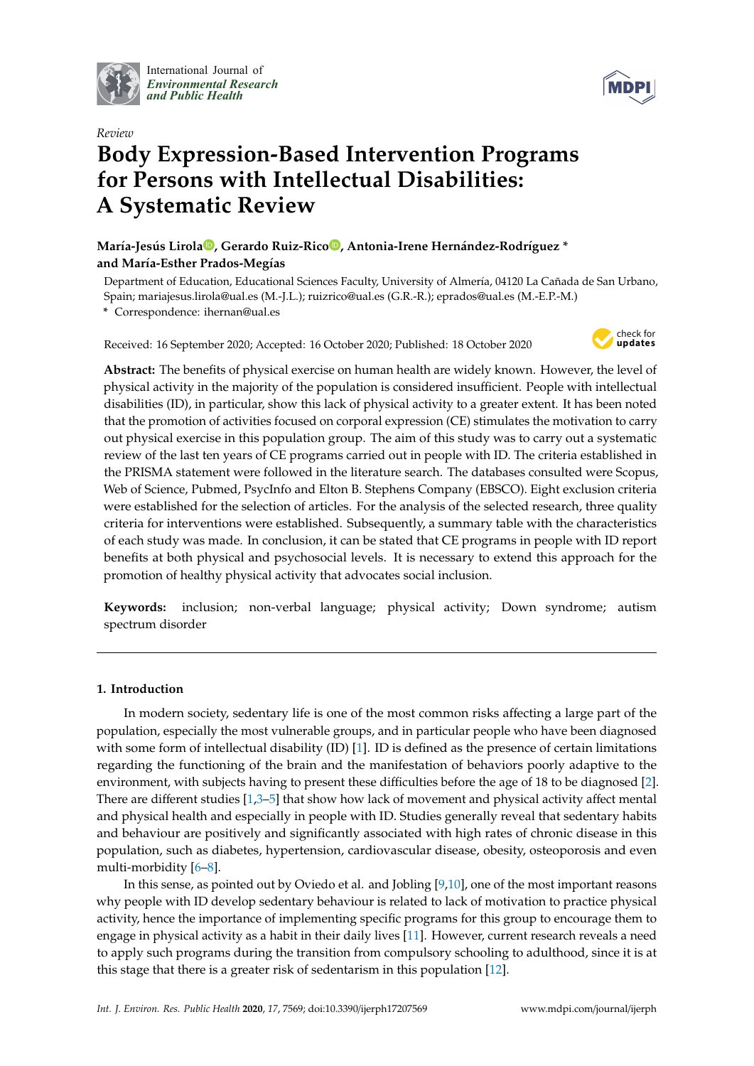Review

# Body Expression-Based Intervention Programs for Persons with Intellectual Disabilities: A Systematic Review

**María-Jesús Lirola, Gerardo Ruiz-Rico, Antonia-Irene Hernández-Rodríguez * and María-Esther Prados-Megías**

Department of Education, Educational Sciences Faculty, University of Almería, 04120 La Cañada de San Urbano, Spain; mariajesus.lirola@ual.es (M.-J.L.); ruizrico@ual.es (G.R.-R.); eprados@ual.es (M.-E.P.-M.)

* Correspondence: ihernan@ual.es

Received: 16 September 2020; Accepted: 16 October 2020; Published: 18 October 2020

**Abstract:** The benefits of physical exercise on human health are widely known. However, the level of physical activity in the majority of the population is considered insufficient. People with intellectual disabilities (ID), in particular, show this lack of physical activity to a greater extent. It has been noted that the promotion of activities focused on corporal expression (CE) stimulates the motivation to carry out physical exercise in this population group. The aim of this study was to carry out a systematic review of the last ten years of CE programs carried out in people with ID. The criteria established in the PRISMA statement were followed in the literature search. The databases consulted were Scopus, Web of Science, Pubmed, PsycInfo and Elton B. Stephens Company (EBSCO). Eight exclusion criteria were established for the selection of articles. For the analysis of the selected research, three quality criteria for interventions were established. Subsequently, a summary table with the characteristics of each study was made. In conclusion, it can be stated that CE programs in people with ID report benefits at both physical and psychosocial levels. It is necessary to extend this approach for the promotion of healthy physical activity that advocates social inclusion.

**Keywords:** inclusion; non-verbal language; physical activity; Down syndrome; autism spectrum disorder

## 1. Introduction

In modern society, sedentary life is one of the most common risks affecting a large part of the population, especially the most vulnerable groups, and in particular people who have been diagnosed with some form of intellectual disability (ID) [1]. ID is defined as the presence of certain limitations regarding the functioning of the brain and the manifestation of behaviors poorly adaptive to the environment, with subjects having to present these difficulties before the age of 18 to be diagnosed [2]. There are different studies [1,3–5] that show how lack of movement and physical activity affect mental and physical health and especially in people with ID. Studies generally reveal that sedentary habits and behaviour are positively and significantly associated with high rates of chronic disease in this population, such as diabetes, hypertension, cardiovascular disease, obesity, osteoporosis and even multi-morbidity [6–8].

In this sense, as pointed out by Oviedo et al. and Jobling [9,10], one of the most important reasons why people with ID develop sedentary behaviour is related to lack of motivation to practice physical activity, hence the importance of implementing specific programs for this group to encourage them to engage in physical activity as a habit in their daily lives [11]. However, current research reveals a need to apply such programs during the transition from compulsory schooling to adulthood, since it is at this stage that there is a greater risk of sedentarism in this population [12].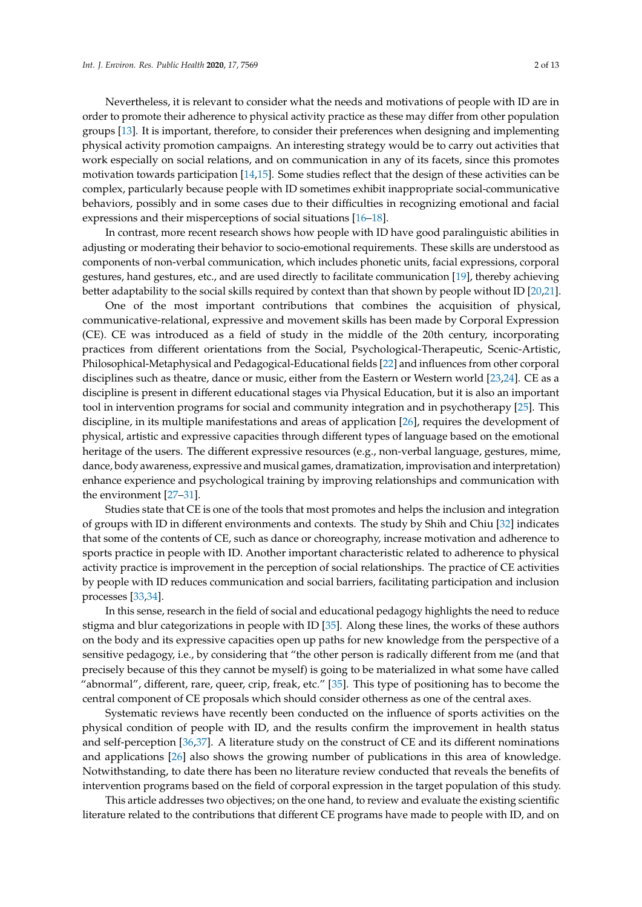Nevertheless, it is relevant to consider what the needs and motivations of people with ID are in order to promote their adherence to physical activity practice as these may differ from other population groups [13]. It is important, therefore, to consider their preferences when designing and implementing physical activity promotion campaigns. An interesting strategy would be to carry out activities that work especially on social relations, and on communication in any of its facets, since this promotes motivation towards participation [14,15]. Some studies reflect that the design of these activities can be complex, particularly because people with ID sometimes exhibit inappropriate social-communicative behaviors, possibly and in some cases due to their difficulties in recognizing emotional and facial expressions and their misperceptions of social situations [16–18].

In contrast, more recent research shows how people with ID have good paralinguistic abilities in adjusting or moderating their behavior to socio-emotional requirements. These skills are understood as components of non-verbal communication, which includes phonetic units, facial expressions, corporal gestures, hand gestures, etc., and are used directly to facilitate communication [19], thereby achieving better adaptability to the social skills required by context than that shown by people without ID [20,21].

One of the most important contributions that combines the acquisition of physical, communicative-relational, expressive and movement skills has been made by Corporal Expression (CE). CE was introduced as a field of study in the middle of the 20th century, incorporating practices from different orientations from the Social, Psychological-Therapeutic, Scenic-Artistic, Philosophical-Metaphysical and Pedagogical-Educational fields [22] and influences from other corporal disciplines such as theatre, dance or music, either from the Eastern or Western world [23,24]. CE as a discipline is present in different educational stages via Physical Education, but it is also an important tool in intervention programs for social and community integration and in psychotherapy [25]. This discipline, in its multiple manifestations and areas of application [26], requires the development of physical, artistic and expressive capacities through different types of language based on the emotional heritage of the users. The different expressive resources (e.g., non-verbal language, gestures, mime, dance, body awareness, expressive and musical games, dramatization, improvisation and interpretation) enhance experience and psychological training by improving relationships and communication with the environment [27–31].

Studies state that CE is one of the tools that most promotes and helps the inclusion and integration of groups with ID in different environments and contexts. The study by Shih and Chiu [32] indicates that some of the contents of CE, such as dance or choreography, increase motivation and adherence to sports practice in people with ID. Another important characteristic related to adherence to physical activity practice is improvement in the perception of social relationships. The practice of CE activities by people with ID reduces communication and social barriers, facilitating participation and inclusion processes [33,34].

In this sense, research in the field of social and educational pedagogy highlights the need to reduce stigma and blur categorizations in people with ID [35]. Along these lines, the works of these authors on the body and its expressive capacities open up paths for new knowledge from the perspective of a sensitive pedagogy, i.e., by considering that "the other person is radically different from me (and that precisely because of this they cannot be myself) is going to be materialized in what some have called "abnormal", different, rare, queer, crip, freak, etc." [35]. This type of positioning has to become the central component of CE proposals which should consider otherness as one of the central axes.

Systematic reviews have recently been conducted on the influence of sports activities on the physical condition of people with ID, and the results confirm the improvement in health status and self-perception [36,37]. A literature study on the construct of CE and its different nominations and applications [26] also shows the growing number of publications in this area of knowledge. Notwithstanding, to date there has been no literature review conducted that reveals the benefits of intervention programs based on the field of corporal expression in the target population of this study.

This article addresses two objectives; on the one hand, to review and evaluate the existing scientific literature related to the contributions that different CE programs have made to people with ID, and on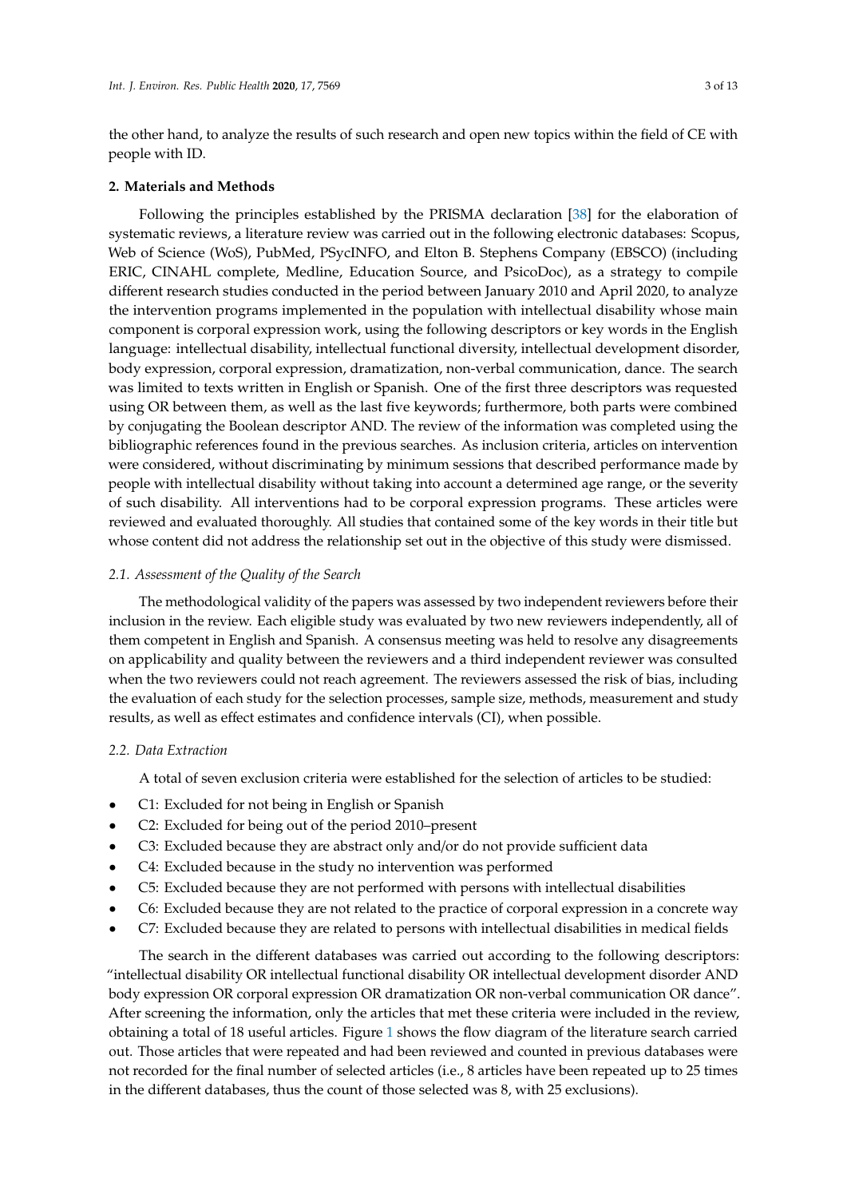the other hand, to analyze the results of such research and open new topics within the field of CE with people with ID.

## 2. Materials and Methods

Following the principles established by the PRISMA declaration [38] for the elaboration of systematic reviews, a literature review was carried out in the following electronic databases: Scopus, Web of Science (WoS), PubMed, PSycINFO, and Elton B. Stephens Company (EBSCO) (including ERIC, CINAHL complete, Medline, Education Source, and PsicoDoc), as a strategy to compile different research studies conducted in the period between January 2010 and April 2020, to analyze the intervention programs implemented in the population with intellectual disability whose main component is corporal expression work, using the following descriptors or key words in the English language: intellectual disability, intellectual functional diversity, intellectual development disorder, body expression, corporal expression, dramatization, non-verbal communication, dance. The search was limited to texts written in English or Spanish. One of the first three descriptors was requested using OR between them, as well as the last five keywords; furthermore, both parts were combined by conjugating the Boolean descriptor AND. The review of the information was completed using the bibliographic references found in the previous searches. As inclusion criteria, articles on intervention were considered, without discriminating by minimum sessions that described performance made by people with intellectual disability without taking into account a determined age range, or the severity of such disability. All interventions had to be corporal expression programs. These articles were reviewed and evaluated thoroughly. All studies that contained some of the key words in their title but whose content did not address the relationship set out in the objective of this study were dismissed.

### 2.1. Assessment of the Quality of the Search

The methodological validity of the papers was assessed by two independent reviewers before their inclusion in the review. Each eligible study was evaluated by two new reviewers independently, all of them competent in English and Spanish. A consensus meeting was held to resolve any disagreements on applicability and quality between the reviewers and a third independent reviewer was consulted when the two reviewers could not reach agreement. The reviewers assessed the risk of bias, including the evaluation of each study for the selection processes, sample size, methods, measurement and study results, as well as effect estimates and confidence intervals (CI), when possible.

### 2.2. Data Extraction

A total of seven exclusion criteria were established for the selection of articles to be studied:

- C1: Excluded for not being in English or Spanish
- C2: Excluded for being out of the period 2010–present
- C3: Excluded because they are abstract only and/or do not provide sufficient data
- C4: Excluded because in the study no intervention was performed
- C5: Excluded because they are not performed with persons with intellectual disabilities
- C6: Excluded because they are not related to the practice of corporal expression in a concrete way
- C7: Excluded because they are related to persons with intellectual disabilities in medical fields

The search in the different databases was carried out according to the following descriptors: "intellectual disability OR intellectual functional disability OR intellectual development disorder AND body expression OR corporal expression OR dramatization OR non-verbal communication OR dance". After screening the information, only the articles that met these criteria were included in the review, obtaining a total of 18 useful articles. Figure 1 shows the flow diagram of the literature search carried out. Those articles that were repeated and had been reviewed and counted in previous databases were not recorded for the final number of selected articles (i.e., 8 articles have been repeated up to 25 times in the different databases, thus the count of those selected was 8, with 25 exclusions).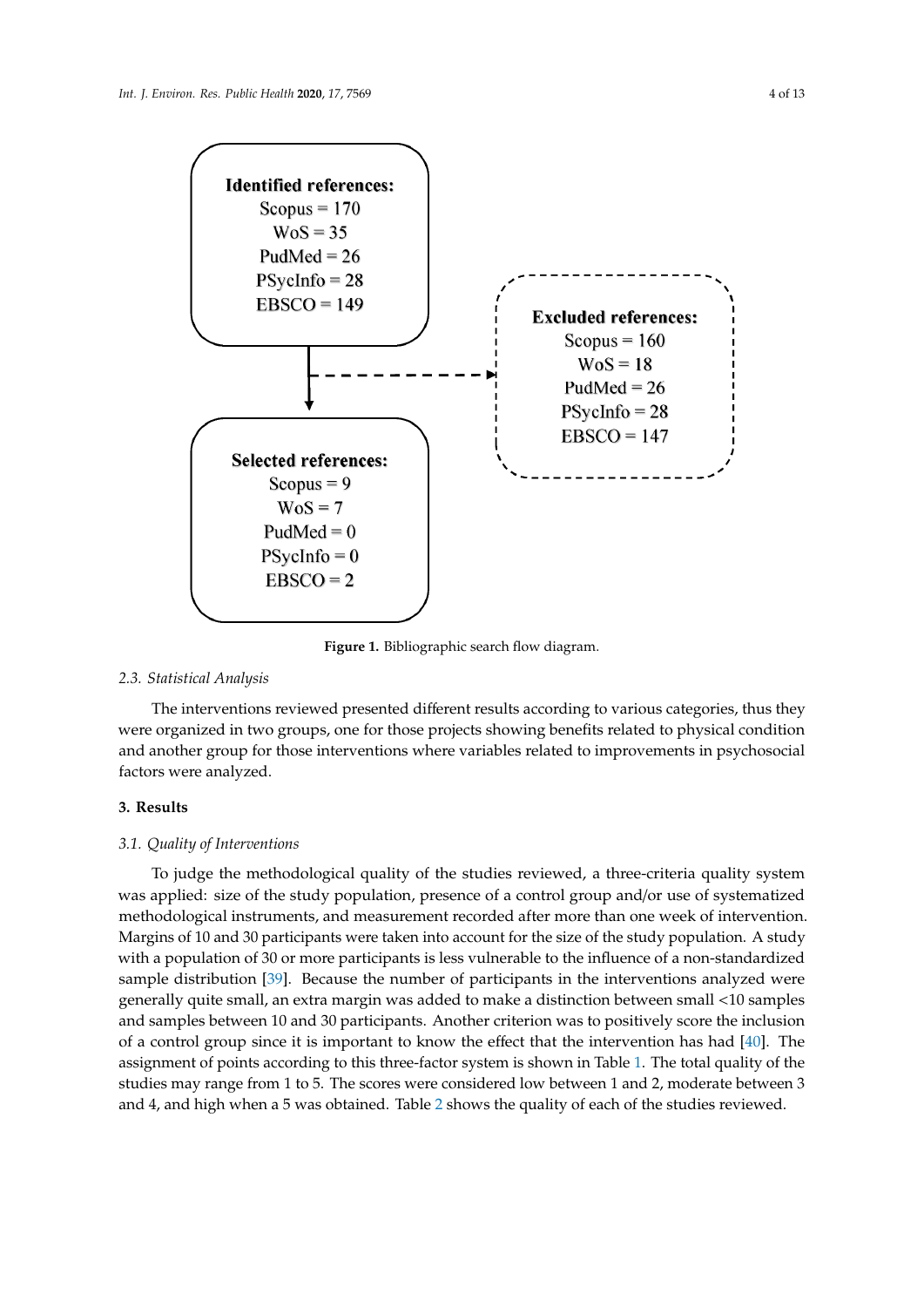**Identified references:**
Scopus = 170
WoS = 35
PudMed = 26
PSycInfo = 28
EBSCO = 149

**Excluded references:**
Scopus = 160
WoS = 18
PudMed = 26
PSycInfo = 28
EBSCO = 147

**Selected references:**
Scopus = 9
WoS = 7
PudMed = 0
PSycInfo = 0
EBSCO = 2

**Figure 1.** Bibliographic search flow diagram.

### 2.3. Statistical Analysis

The interventions reviewed presented different results according to various categories, thus they were organized in two groups, one for those projects showing benefits related to physical condition and another group for those interventions where variables related to improvements in psychosocial factors were analyzed.

## 3. Results

### 3.1. Quality of Interventions

To judge the methodological quality of the studies reviewed, a three-criteria quality system was applied: size of the study population, presence of a control group and/or use of systematized methodological instruments, and measurement recorded after more than one week of intervention. Margins of 10 and 30 participants were taken into account for the size of the study population. A study with a population of 30 or more participants is less vulnerable to the influence of a non-standardized sample distribution [39]. Because the number of participants in the interventions analyzed were generally quite small, an extra margin was added to make a distinction between small <10 samples and samples between 10 and 30 participants. Another criterion was to positively score the inclusion of a control group since it is important to know the effect that the intervention has had [40]. The assignment of points according to this three-factor system is shown in Table 1. The total quality of the studies may range from 1 to 5. The scores were considered low between 1 and 2, moderate between 3 and 4, and high when a 5 was obtained. Table 2 shows the quality of each of the studies reviewed.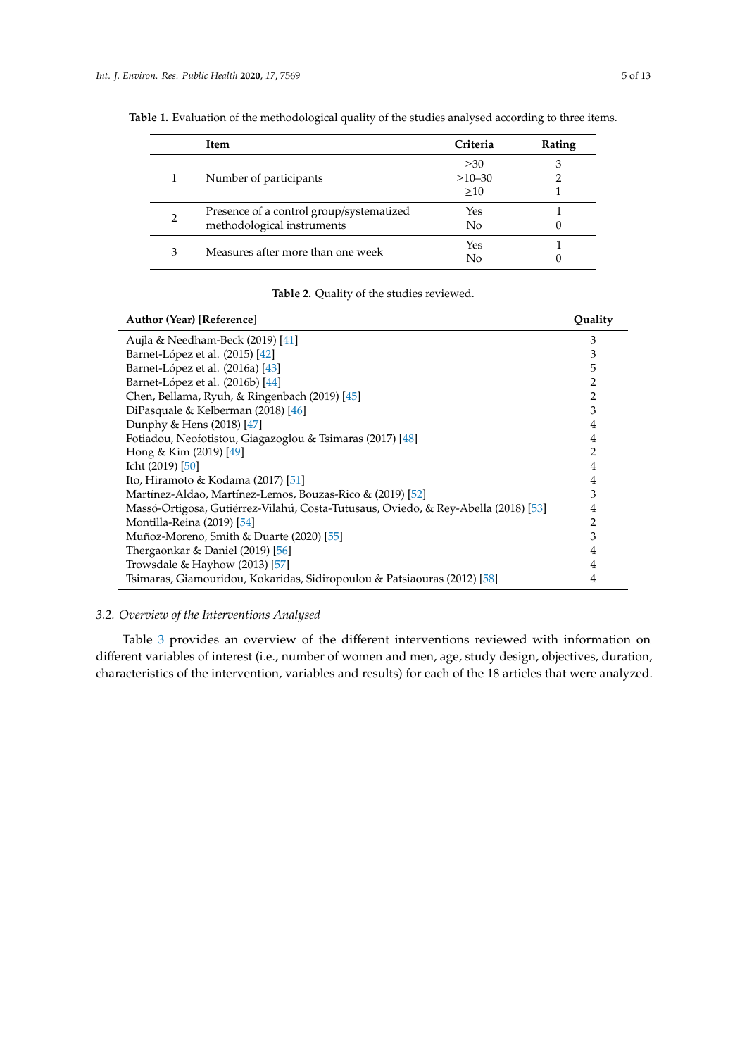**Table 1.** Evaluation of the methodological quality of the studies analysed according to three items.

| | Item | Criteria | Rating |
|---|---|---|---|
| 1 | Number of participants | ≥30 | 3 |
| | | ≥10–30 | 2 |
| | | ≥10 | 1 |
| 2 | Presence of a control group/systematized methodological instruments | Yes | 1 |
| | | No | 0 |
| 3 | Measures after more than one week | Yes | 1 |
| | | No | 0 |

**Table 2.** Quality of the studies reviewed.

| Author (Year) [Reference] | Quality |
|---|---|
| Aujla & Needham-Beck (2019) [41] | 3 |
| Barnet-López et al. (2015) [42] | 3 |
| Barnet-López et al. (2016a) [43] | 5 |
| Barnet-López et al. (2016b) [44] | 2 |
| Chen, Bellama, Ryuh, & Ringenbach (2019) [45] | 2 |
| DiPasquale & Kelberman (2018) [46] | 3 |
| Dunphy & Hens (2018) [47] | 4 |
| Fotiadou, Neofotistou, Giagazoglou & Tsimaras (2017) [48] | 4 |
| Hong & Kim (2019) [49] | 2 |
| Icht (2019) [50] | 4 |
| Ito, Hiramoto & Kodama (2017) [51] | 4 |
| Martínez-Aldao, Martínez-Lemos, Bouzas-Rico & (2019) [52] | 3 |
| Massó-Ortigosa, Gutiérrez-Vilahú, Costa-Tutusaus, Oviedo, & Rey-Abella (2018) [53] | 4 |
| Montilla-Reina (2019) [54] | 2 |
| Muñoz-Moreno, Smith & Duarte (2020) [55] | 3 |
| Thergaonkar & Daniel (2019) [56] | 4 |
| Trowsdale & Hayhow (2013) [57] | 4 |
| Tsimaras, Giamouridou, Kokaridas, Sidiropoulou & Patsiaouras (2012) [58] | 4 |

### *3.2. Overview of the Interventions Analysed*

Table 3 provides an overview of the different interventions reviewed with information on different variables of interest (i.e., number of women and men, age, study design, objectives, duration, characteristics of the intervention, variables and results) for each of the 18 articles that were analyzed.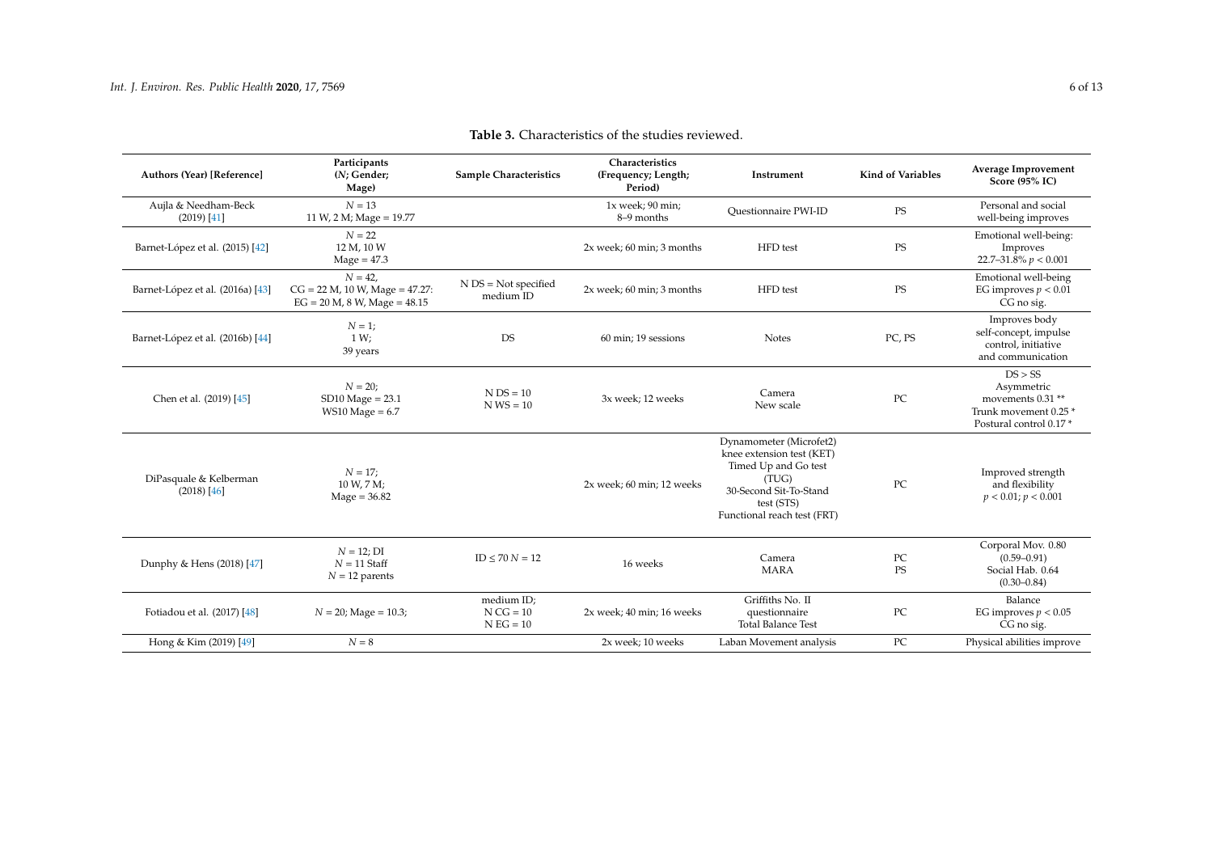**Table 3.** Characteristics of the studies reviewed.

| Authors (Year) [Reference] | Participants (N; Gender; Mage) | Sample Characteristics | Characteristics (Frequency; Length; Period) | Instrument | Kind of Variables | Average Improvement Score (95% IC) |
|---|---|---|---|---|---|---|
| Aujla & Needham-Beck (2019) [41] | $N = 13$ 11 W, 2 M; Mage = 19.77 | | 1x week; 90 min; 8–9 months | Questionnaire PWI-ID | PS | Personal and social well-being improves |
| Barnet-López et al. (2015) [42] | $N = 22$ 12 M, 10 W Mage = 47.3 | | 2x week; 60 min; 3 months | HFD test | PS | Emotional well-being: Improves 22.7–31.8% $p < 0.001$ |
| Barnet-López et al. (2016a) [43] | $N = 42$, CG = 22 M, 10 W, Mage = 47.27: EG = 20 M, 8 W, Mage = 48.15 | N DS = Not specified medium ID | 2x week; 60 min; 3 months | HFD test | PS | Emotional well-being EG improves $p < 0.01$ CG no sig. |
| Barnet-López et al. (2016b) [44] | $N = 1$; 1 W; 39 years | DS | 60 min; 19 sessions | Notes | PC, PS | Improves body self-concept, impulse control, initiative and communication |
| Chen et al. (2019) [45] | $N = 20$; SD10 Mage = 23.1 WS10 Mage = 6.7 | N DS = 10 N WS = 10 | 3x week; 12 weeks | Camera New scale | PC | DS > SS Asymmetric movements 0.31 ** Trunk movement 0.25 * Postural control 0.17 * |
| DiPasquale & Kelberman (2018) [46] | $N = 17$; 10 W, 7 M; Mage = 36.82 | | 2x week; 60 min; 12 weeks | Dynamometer (Microfet2) knee extension test (KET) Timed Up and Go test (TUG) 30-Second Sit-To-Stand test (STS) Functional reach test (FRT) | PC | Improved strength and flexibility $p < 0.01$; $p < 0.001$ |
| Dunphy & Hens (2018) [47] | $N = 12$; DI $N = 11$ Staff $N = 12$ parents | ID ≤ 70 $N = 12$ | 16 weeks | Camera MARA | PC PS | Corporal Mov. 0.80 (0.59–0.91) Social Hab. 0.64 (0.30–0.84) |
| Fotiadou et al. (2017) [48] | $N = 20$; Mage = 10.3; | medium ID; N CG = 10 N EG = 10 | 2x week; 40 min; 16 weeks | Griffiths No. II questionnaire Total Balance Test | PC | Balance EG improves $p < 0.05$ CG no sig. |
| Hong & Kim (2019) [49] | $N = 8$ | | 2x week; 10 weeks | Laban Movement analysis | PC | Physical abilities improve |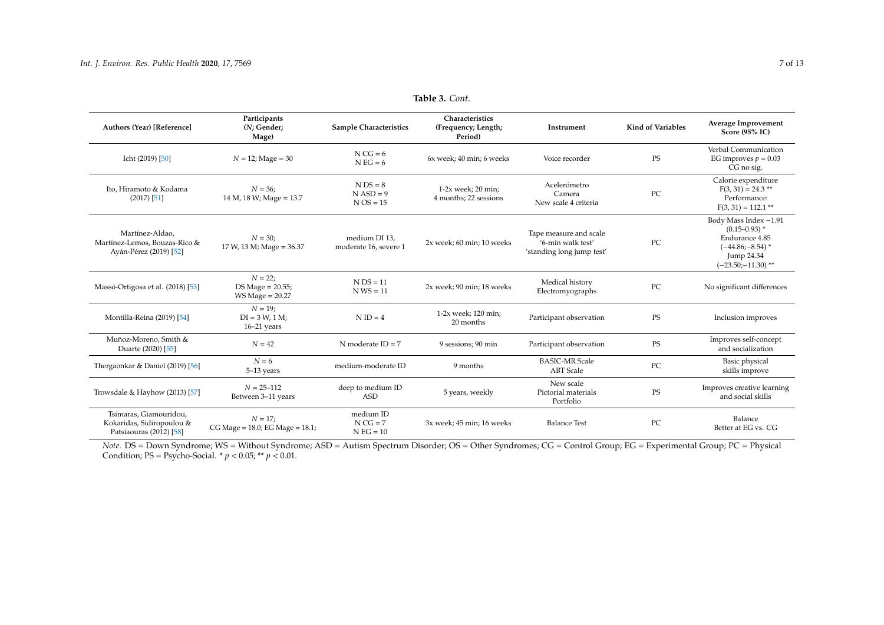**Table 3.** *Cont.*

| Authors (Year) [Reference] | Participants (N; Gender; Mage) | Sample Characteristics | Characteristics (Frequency; Length; Period) | Instrument | Kind of Variables | Average Improvement Score (95% IC) |
|---|---|---|---|---|---|---|
| Icht (2019) [50] | *N* = 12; Mage = 30 | N CG = 6<br>N EG = 6 | 6x week; 40 min; 6 weeks | Voice recorder | PS | Verbal Communication EG improves *p* = 0.03 CG no sig. |
| Ito, Hiramoto & Kodama (2017) [51] | *N* = 36;<br>14 M, 18 W; Mage = 13.7 | N DS = 8<br>N ASD = 9<br>N OS = 15 | 1-2x week; 20 min; 4 months; 22 sessions | Acelerómetro<br>Camera<br>New scale 4 criteria | PC | Calorie expenditure $F(3, 31) = 24.3$ **<br>Performance: $F(3, 31) = 112.1$ ** |
| Martínez-Aldao, Martínez-Lemos, Bouzas-Rico & Ayán-Pérez (2019) [52] | *N* = 30;<br>17 W, 13 M; Mage = 36.37 | medium DI 13, moderate 16, severe 1 | 2x week; 60 min; 10 weeks | Tape measure and scale<br>'6-min walk test'<br>'standing long jump test' | PC | Body Mass Index −1.91 (0.15–0.93) *<br>Endurance 4.85 (−44.86;−8.54) *<br>Jump 24.34 (−23.50;−11.30) ** |
| Massó-Ortigosa et al. (2018) [53] | *N* = 22;<br>DS Mage = 20.55;<br>WS Mage = 20.27 | N DS = 11<br>N WS = 11 | 2x week; 90 min; 18 weeks | Medical history<br>Electromyographs | PC | No significant differences |
| Montilla-Reina (2019) [54] | *N* = 19;<br>DI = 3 W, 1 M;<br>16–21 years | N ID = 4 | 1-2x week; 120 min; 20 months | Participant observation | PS | Inclusion improves |
| Muñoz-Moreno, Smith & Duarte (2020) [55] | *N* = 42 | N moderate ID = 7 | 9 sessions; 90 min | Participant observation | PS | Improves self-concept and socialization |
| Thergaonkar & Daniel (2019) [56] | *N* = 6<br>5–13 years | medium-moderate ID | 9 months | BASIC-MR Scale<br>ABT Scale | PC | Basic physical skills improve |
| Trowsdale & Hayhow (2013) [57] | *N* = 25–112<br>Between 3–11 years | deep to medium ID<br>ASD | 5 years, weekly | New scale<br>Pictorial materials<br>Portfolio | PS | Improves creative learning and social skills |
| Tsimaras, Giamouridou, Kokaridas, Sidiropoulou & Patsiaouras (2012) [58] | *N* = 17;<br>CG Mage = 18.0; EG Mage = 18.1; | medium ID<br>N CG = 7<br>N EG = 10 | 3x week; 45 min; 16 weeks | Balance Test | PC | Balance<br>Better at EG vs. CG |

*Note.* DS = Down Syndrome; WS = Without Syndrome; ASD = Autism Spectrum Disorder; OS = Other Syndromes; CG = Control Group; EG = Experimental Group; PC = Physical Condition; PS = Psycho-Social. * $p < 0.05$; ** $p < 0.01$.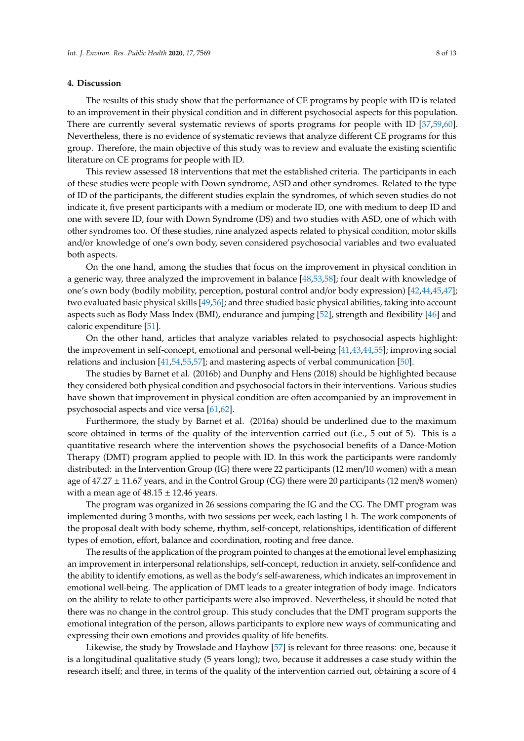## 4. Discussion

The results of this study show that the performance of CE programs by people with ID is related to an improvement in their physical condition and in different psychosocial aspects for this population. There are currently several systematic reviews of sports programs for people with ID [37,59,60]. Nevertheless, there is no evidence of systematic reviews that analyze different CE programs for this group. Therefore, the main objective of this study was to review and evaluate the existing scientific literature on CE programs for people with ID.

This review assessed 18 interventions that met the established criteria. The participants in each of these studies were people with Down syndrome, ASD and other syndromes. Related to the type of ID of the participants, the different studies explain the syndromes, of which seven studies do not indicate it, five present participants with a medium or moderate ID, one with medium to deep ID and one with severe ID, four with Down Syndrome (DS) and two studies with ASD, one of which with other syndromes too. Of these studies, nine analyzed aspects related to physical condition, motor skills and/or knowledge of one's own body, seven considered psychosocial variables and two evaluated both aspects.

On the one hand, among the studies that focus on the improvement in physical condition in a generic way, three analyzed the improvement in balance [48,53,58]; four dealt with knowledge of one's own body (bodily mobility, perception, postural control and/or body expression) [42,44,45,47]; two evaluated basic physical skills [49,56]; and three studied basic physical abilities, taking into account aspects such as Body Mass Index (BMI), endurance and jumping [52], strength and flexibility [46] and caloric expenditure [51].

On the other hand, articles that analyze variables related to psychosocial aspects highlight: the improvement in self-concept, emotional and personal well-being [41,43,44,55]; improving social relations and inclusion [41,54,55,57]; and mastering aspects of verbal communication [50].

The studies by Barnet et al. (2016b) and Dunphy and Hens (2018) should be highlighted because they considered both physical condition and psychosocial factors in their interventions. Various studies have shown that improvement in physical condition are often accompanied by an improvement in psychosocial aspects and vice versa [61,62].

Furthermore, the study by Barnet et al. (2016a) should be underlined due to the maximum score obtained in terms of the quality of the intervention carried out (i.e., 5 out of 5). This is a quantitative research where the intervention shows the psychosocial benefits of a Dance-Motion Therapy (DMT) program applied to people with ID. In this work the participants were randomly distributed: in the Intervention Group (IG) there were 22 participants (12 men/10 women) with a mean age of $47.27 \pm 11.67$ years, and in the Control Group (CG) there were 20 participants (12 men/8 women) with a mean age of $48.15 \pm 12.46$ years.

The program was organized in 26 sessions comparing the IG and the CG. The DMT program was implemented during 3 months, with two sessions per week, each lasting 1 h. The work components of the proposal dealt with body scheme, rhythm, self-concept, relationships, identification of different types of emotion, effort, balance and coordination, rooting and free dance.

The results of the application of the program pointed to changes at the emotional level emphasizing an improvement in interpersonal relationships, self-concept, reduction in anxiety, self-confidence and the ability to identify emotions, as well as the body's self-awareness, which indicates an improvement in emotional well-being. The application of DMT leads to a greater integration of body image. Indicators on the ability to relate to other participants were also improved. Nevertheless, it should be noted that there was no change in the control group. This study concludes that the DMT program supports the emotional integration of the person, allows participants to explore new ways of communicating and expressing their own emotions and provides quality of life benefits.

Likewise, the study by Trowslade and Hayhow [57] is relevant for three reasons: one, because it is a longitudinal qualitative study (5 years long); two, because it addresses a case study within the research itself; and three, in terms of the quality of the intervention carried out, obtaining a score of 4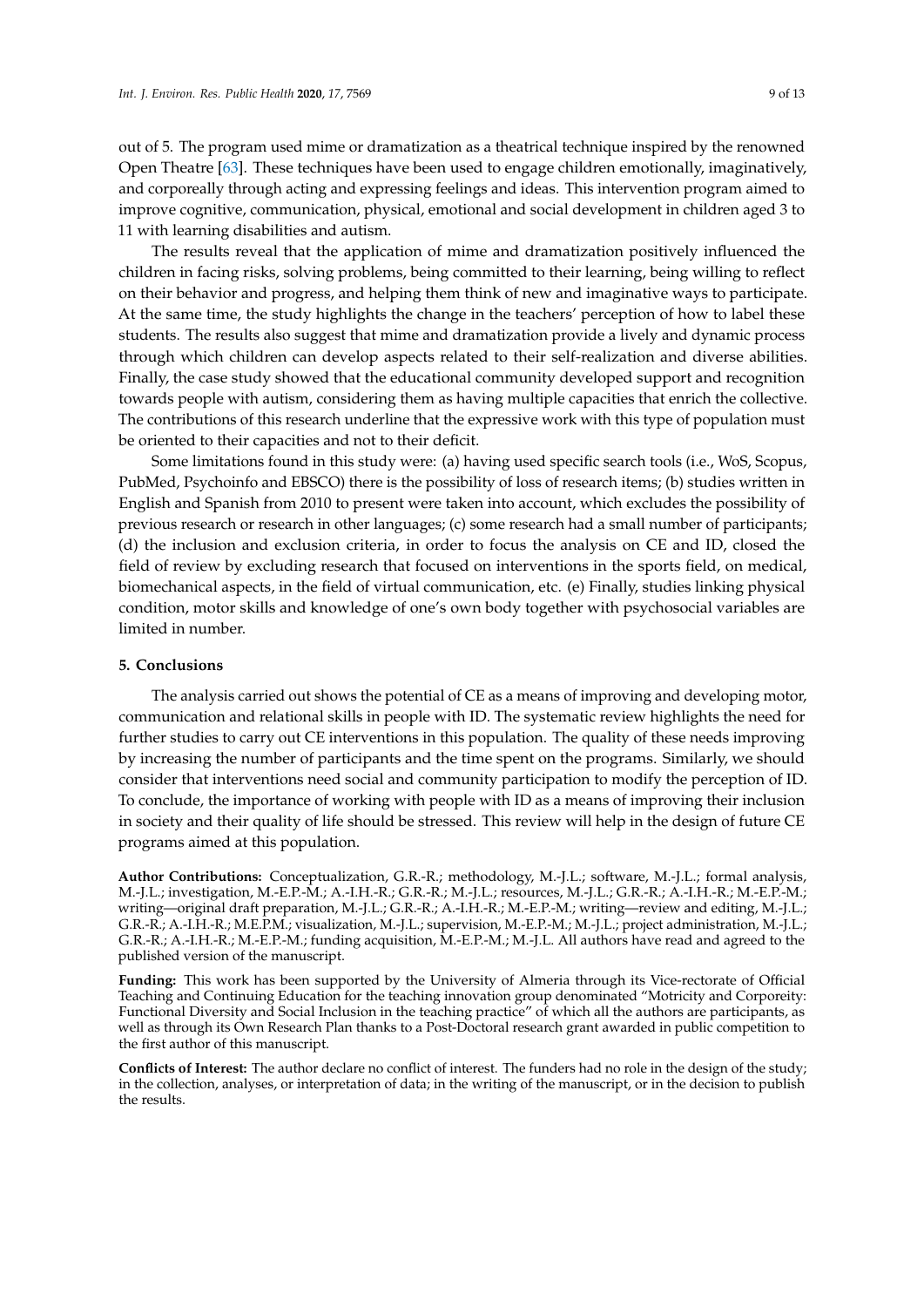out of 5. The program used mime or dramatization as a theatrical technique inspired by the renowned Open Theatre [63]. These techniques have been used to engage children emotionally, imaginatively, and corporeally through acting and expressing feelings and ideas. This intervention program aimed to improve cognitive, communication, physical, emotional and social development in children aged 3 to 11 with learning disabilities and autism.

The results reveal that the application of mime and dramatization positively influenced the children in facing risks, solving problems, being committed to their learning, being willing to reflect on their behavior and progress, and helping them think of new and imaginative ways to participate. At the same time, the study highlights the change in the teachers' perception of how to label these students. The results also suggest that mime and dramatization provide a lively and dynamic process through which children can develop aspects related to their self-realization and diverse abilities. Finally, the case study showed that the educational community developed support and recognition towards people with autism, considering them as having multiple capacities that enrich the collective. The contributions of this research underline that the expressive work with this type of population must be oriented to their capacities and not to their deficit.

Some limitations found in this study were: (a) having used specific search tools (i.e., WoS, Scopus, PubMed, Psychoinfo and EBSCO) there is the possibility of loss of research items; (b) studies written in English and Spanish from 2010 to present were taken into account, which excludes the possibility of previous research or research in other languages; (c) some research had a small number of participants; (d) the inclusion and exclusion criteria, in order to focus the analysis on CE and ID, closed the field of review by excluding research that focused on interventions in the sports field, on medical, biomechanical aspects, in the field of virtual communication, etc. (e) Finally, studies linking physical condition, motor skills and knowledge of one's own body together with psychosocial variables are limited in number.

## 5. Conclusions

The analysis carried out shows the potential of CE as a means of improving and developing motor, communication and relational skills in people with ID. The systematic review highlights the need for further studies to carry out CE interventions in this population. The quality of these needs improving by increasing the number of participants and the time spent on the programs. Similarly, we should consider that interventions need social and community participation to modify the perception of ID. To conclude, the importance of working with people with ID as a means of improving their inclusion in society and their quality of life should be stressed. This review will help in the design of future CE programs aimed at this population.

**Author Contributions:** Conceptualization, G.R.-R.; methodology, M.-J.L.; software, M.-J.L.; formal analysis, M.-J.L.; investigation, M.-E.P.-M.; A.-I.H.-R.; G.R.-R.; M.-J.L.; resources, M.-J.L.; G.R.-R.; A.-I.H.-R.; M.-E.P.-M.; writing—original draft preparation, M.-J.L.; G.R.-R.; A.-I.H.-R.; M.-E.P.-M.; writing—review and editing, M.-J.L.; G.R.-R.; A.-I.H.-R.; M.E.P.M.; visualization, M.-J.L.; supervision, M.-E.P.-M.; M.-J.L.; project administration, M.-J.L.; G.R.-R.; A.-I.H.-R.; M.-E.P.-M.; funding acquisition, M.-E.P.-M.; M.-J.L. All authors have read and agreed to the published version of the manuscript.

**Funding:** This work has been supported by the University of Almeria through its Vice-rectorate of Official Teaching and Continuing Education for the teaching innovation group denominated "Motricity and Corporeity: Functional Diversity and Social Inclusion in the teaching practice" of which all the authors are participants, as well as through its Own Research Plan thanks to a Post-Doctoral research grant awarded in public competition to the first author of this manuscript.

**Conflicts of Interest:** The author declare no conflict of interest. The funders had no role in the design of the study; in the collection, analyses, or interpretation of data; in the writing of the manuscript, or in the decision to publish the results.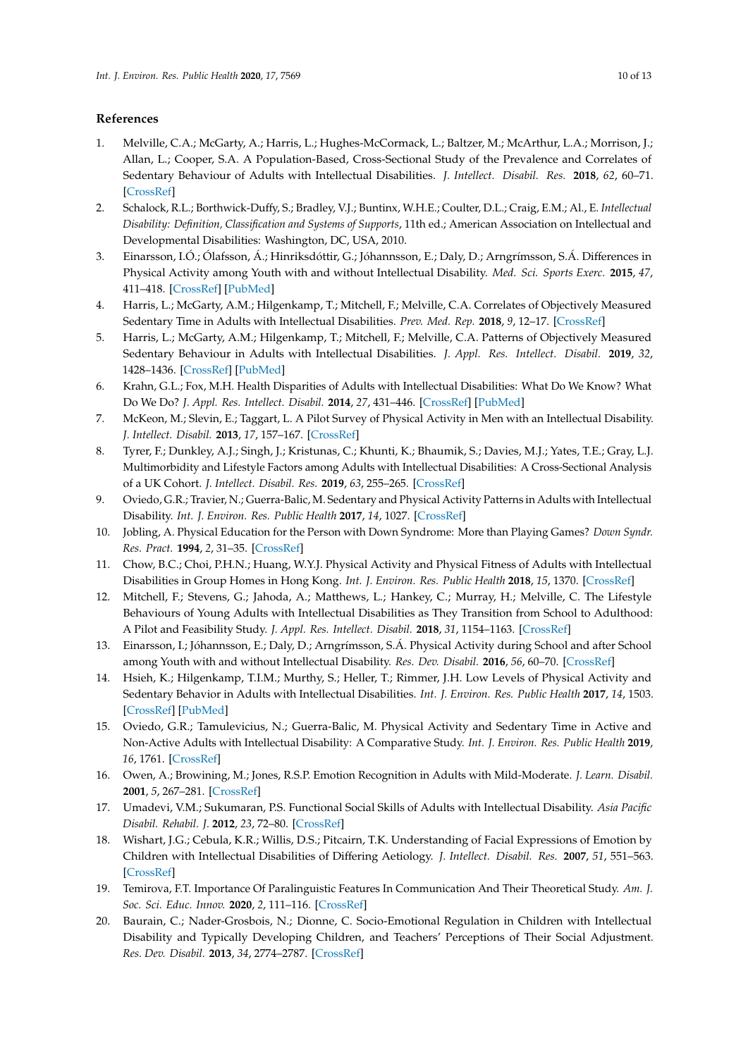## References

1. Melville, C.A.; McGarty, A.; Harris, L.; Hughes-McCormack, L.; Baltzer, M.; McArthur, L.A.; Morrison, J.; Allan, L.; Cooper, S.A. A Population-Based, Cross-Sectional Study of the Prevalence and Correlates of Sedentary Behaviour of Adults with Intellectual Disabilities. *J. Intellect. Disabil. Res.* **2018**, *62*, 60–71. [CrossRef]
2. Schalock, R.L.; Borthwick-Duffy, S.; Bradley, V.J.; Buntinx, W.H.E.; Coulter, D.L.; Craig, E.M.; Al., E. *Intellectual Disability: Definition, Classification and Systems of Supports*, 11th ed.; American Association on Intellectual and Developmental Disabilities: Washington, DC, USA, 2010.
3. Einarsson, I.Ó.; Ólafsson, Á.; Hinriksdóttir, G.; Jóhannsson, E.; Daly, D.; Arngrímsson, S.Á. Differences in Physical Activity among Youth with and without Intellectual Disability. *Med. Sci. Sports Exerc.* **2015**, *47*, 411–418. [CrossRef] [PubMed]
4. Harris, L.; McGarty, A.M.; Hilgenkamp, T.; Mitchell, F.; Melville, C.A. Correlates of Objectively Measured Sedentary Time in Adults with Intellectual Disabilities. *Prev. Med. Rep.* **2018**, *9*, 12–17. [CrossRef]
5. Harris, L.; McGarty, A.M.; Hilgenkamp, T.; Mitchell, F.; Melville, C.A. Patterns of Objectively Measured Sedentary Behaviour in Adults with Intellectual Disabilities. *J. Appl. Res. Intellect. Disabil.* **2019**, *32*, 1428–1436. [CrossRef] [PubMed]
6. Krahn, G.L.; Fox, M.H. Health Disparities of Adults with Intellectual Disabilities: What Do We Know? What Do We Do? *J. Appl. Res. Intellect. Disabil.* **2014**, *27*, 431–446. [CrossRef] [PubMed]
7. McKeon, M.; Slevin, E.; Taggart, L. A Pilot Survey of Physical Activity in Men with an Intellectual Disability. *J. Intellect. Disabil.* **2013**, *17*, 157–167. [CrossRef]
8. Tyrer, F.; Dunkley, A.J.; Singh, J.; Kristunas, C.; Khunti, K.; Bhaumik, S.; Davies, M.J.; Yates, T.E.; Gray, L.J. Multimorbidity and Lifestyle Factors among Adults with Intellectual Disabilities: A Cross-Sectional Analysis of a UK Cohort. *J. Intellect. Disabil. Res.* **2019**, *63*, 255–265. [CrossRef]
9. Oviedo, G.R.; Travier, N.; Guerra-Balic, M. Sedentary and Physical Activity Patterns in Adults with Intellectual Disability. *Int. J. Environ. Res. Public Health* **2017**, *14*, 1027. [CrossRef]
10. Jobling, A. Physical Education for the Person with Down Syndrome: More than Playing Games? *Down Syndr. Res. Pract.* **1994**, *2*, 31–35. [CrossRef]
11. Chow, B.C.; Choi, P.H.N.; Huang, W.Y.J. Physical Activity and Physical Fitness of Adults with Intellectual Disabilities in Group Homes in Hong Kong. *Int. J. Environ. Res. Public Health* **2018**, *15*, 1370. [CrossRef]
12. Mitchell, F.; Stevens, G.; Jahoda, A.; Matthews, L.; Hankey, C.; Murray, H.; Melville, C. The Lifestyle Behaviours of Young Adults with Intellectual Disabilities as They Transition from School to Adulthood: A Pilot and Feasibility Study. *J. Appl. Res. Intellect. Disabil.* **2018**, *31*, 1154–1163. [CrossRef]
13. Einarsson, I.; Jóhannsson, E.; Daly, D.; Arngrímsson, S.Á. Physical Activity during School and after School among Youth with and without Intellectual Disability. *Res. Dev. Disabil.* **2016**, *56*, 60–70. [CrossRef]
14. Hsieh, K.; Hilgenkamp, T.I.M.; Murthy, S.; Heller, T.; Rimmer, J.H. Low Levels of Physical Activity and Sedentary Behavior in Adults with Intellectual Disabilities. *Int. J. Environ. Res. Public Health* **2017**, *14*, 1503. [CrossRef] [PubMed]
15. Oviedo, G.R.; Tamulevicius, N.; Guerra-Balic, M. Physical Activity and Sedentary Time in Active and Non-Active Adults with Intellectual Disability: A Comparative Study. *Int. J. Environ. Res. Public Health* **2019**, *16*, 1761. [CrossRef]
16. Owen, A.; Browining, M.; Jones, R.S.P. Emotion Recognition in Adults with Mild-Moderate. *J. Learn. Disabil.* **2001**, *5*, 267–281. [CrossRef]
17. Umadevi, V.M.; Sukumaran, P.S. Functional Social Skills of Adults with Intellectual Disability. *Asia Pacific Disabil. Rehabil. J.* **2012**, *23*, 72–80. [CrossRef]
18. Wishart, J.G.; Cebula, K.R.; Willis, D.S.; Pitcairn, T.K. Understanding of Facial Expressions of Emotion by Children with Intellectual Disabilities of Differing Aetiology. *J. Intellect. Disabil. Res.* **2007**, *51*, 551–563. [CrossRef]
19. Temirova, F.T. Importance Of Paralinguistic Features In Communication And Their Theoretical Study. *Am. J. Soc. Sci. Educ. Innov.* **2020**, *2*, 111–116. [CrossRef]
20. Baurain, C.; Nader-Grosbois, N.; Dionne, C. Socio-Emotional Regulation in Children with Intellectual Disability and Typically Developing Children, and Teachers' Perceptions of Their Social Adjustment. *Res. Dev. Disabil.* **2013**, *34*, 2774–2787. [CrossRef]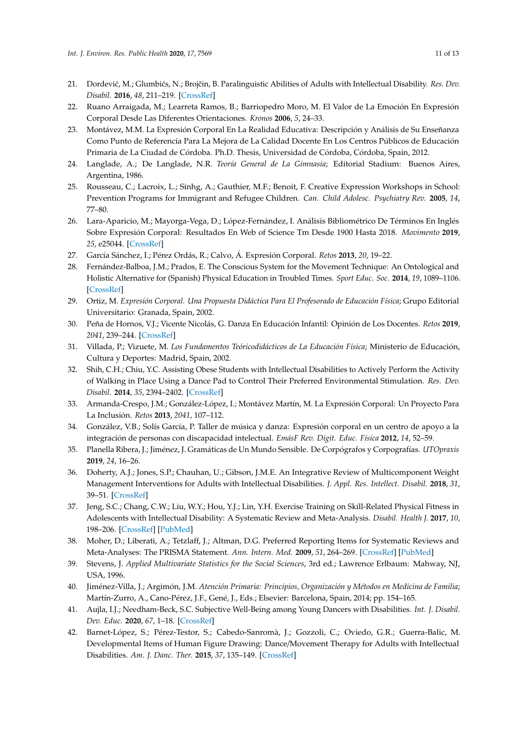21. Dordević, M.; Glumbićs, N.; Brojčin, B. Paralinguistic Abilities of Adults with Intellectual Disability. *Res. Dev. Disabil.* **2016**, *48*, 211–219. [CrossRef]
22. Ruano Arraigada, M.; Learreta Ramos, B.; Barriopedro Moro, M. El Valor de La Emoción En Expresión Corporal Desde Las Diferentes Orientaciones. *Kronos* **2006**, *5*, 24–33.
23. Montávez, M.M. La Expresión Corporal En La Realidad Educativa: Descripción y Análisis de Su Enseñanza Como Punto de Referencia Para La Mejora de La Calidad Docente En Los Centros Públicos de Educación Primaria de La Ciudad de Córdoba. Ph.D. Thesis, Universidad de Córdoba, Córdoba, Spain, 2012.
24. Langlade, A.; De Langlade, N.R. *Teoría General de La Gimnasia*; Editorial Stadium: Buenos Aires, Argentina, 1986.
25. Rousseau, C.; Lacroix, L.; Sinhg, A.; Gauthier, M.F.; Benoit, F. Creative Expression Workshops in School: Prevention Programs for Immigrant and Refugee Children. *Can. Child Adolesc. Psychiatry Rev.* **2005**, *14*, 77–80.
26. Lara-Aparicio, M.; Mayorga-Vega, D.; López-Fernández, I. Análisis Bibliométrico De Términos En Inglés Sobre Expresión Corporal: Resultados En Web of Science Tm Desde 1900 Hasta 2018. *Movimento* **2019**, *25*, e25044. [CrossRef]
27. García Sánchez, I.; Pérez Ordás, R.; Calvo, Á. Expresión Corporal. *Retos* **2013**, *20*, 19–22.
28. Fernández-Balboa, J.M.; Prados, E. The Conscious System for the Movement Technique: An Ontological and Holistic Alternative for (Spanish) Physical Education in Troubled Times. *Sport Educ. Soc.* **2014**, *19*, 1089–1106. [CrossRef]
29. Ortiz, M. *Expresión Corporal. Una Propuesta Didáctica Para El Profesorado de Educación Física*; Grupo Editorial Universitario: Granada, Spain, 2002.
30. Peña de Hornos, V.J.; Vicente Nicolás, G. Danza En Educación Infantil: Opinión de Los Docentes. *Retos* **2019**, *2041*, 239–244. [CrossRef]
31. Villada, P.; Vizuete, M. *Los Fundamentos Teóricodidácticos de La Educación Física*; Ministerio de Educación, Cultura y Deportes: Madrid, Spain, 2002.
32. Shih, C.H.; Chiu, Y.C. Assisting Obese Students with Intellectual Disabilities to Actively Perform the Activity of Walking in Place Using a Dance Pad to Control Their Preferred Environmental Stimulation. *Res. Dev. Disabil.* **2014**, *35*, 2394–2402. [CrossRef]
33. Armanda-Crespo, J.M.; González-López, I.; Montávez Martín, M. La Expresión Corporal: Un Proyecto Para La Inclusión. *Retos* **2013**, *2041*, 107–112.
34. González, V.B.; Solís García, P. Taller de música y danza: Expresión corporal en un centro de apoyo a la integración de personas con discapacidad intelectual. *EmásF Rev. Digit. Educ. Física* **2012**, *14*, 52–59.
35. Planella Ribera, J.; Jiménez, J. Gramáticas de Un Mundo Sensible. De Corpógrafos y Corpografías. *UTOpraxis* **2019**, *24*, 16–26.
36. Doherty, A.J.; Jones, S.P.; Chauhan, U.; Gibson, J.M.E. An Integrative Review of Multicomponent Weight Management Interventions for Adults with Intellectual Disabilities. *J. Appl. Res. Intellect. Disabil.* **2018**, *31*, 39–51. [CrossRef]
37. Jeng, S.C.; Chang, C.W.; Liu, W.Y.; Hou, Y.J.; Lin, Y.H. Exercise Training on Skill-Related Physical Fitness in Adolescents with Intellectual Disability: A Systematic Review and Meta-Analysis. *Disabil. Health J.* **2017**, *10*, 198–206. [CrossRef] [PubMed]
38. Moher, D.; Liberati, A.; Tetzlaff, J.; Altman, D.G. Preferred Reporting Items for Systematic Reviews and Meta-Analyses: The PRISMA Statement. *Ann. Intern. Med.* **2009**, *51*, 264–269. [CrossRef] [PubMed]
39. Stevens, J. *Applied Multivariate Statistics for the Social Sciences*, 3rd ed.; Lawrence Erlbaum: Mahway, NJ, USA, 1996.
40. Jiménez-Villa, J.; Argimón, J.M. *Atención Primaria: Principios, Organización y Métodos en Medicina de Familia*; Martín-Zurro, A., Cano-Pérez, J.F., Gené, J., Eds.; Elsevier: Barcelona, Spain, 2014; pp. 154–165.
41. Aujla, I.J.; Needham-Beck, S.C. Subjective Well-Being among Young Dancers with Disabilities. *Int. J. Disabil. Dev. Educ.* **2020**, *67*, 1–18. [CrossRef]
42. Barnet-López, S.; Pérez-Testor, S.; Cabedo-Sanromà, J.; Gozzoli, C.; Oviedo, G.R.; Guerra-Balic, M. Developmental Items of Human Figure Drawing: Dance/Movement Therapy for Adults with Intellectual Disabilities. *Am. J. Danc. Ther.* **2015**, *37*, 135–149. [CrossRef]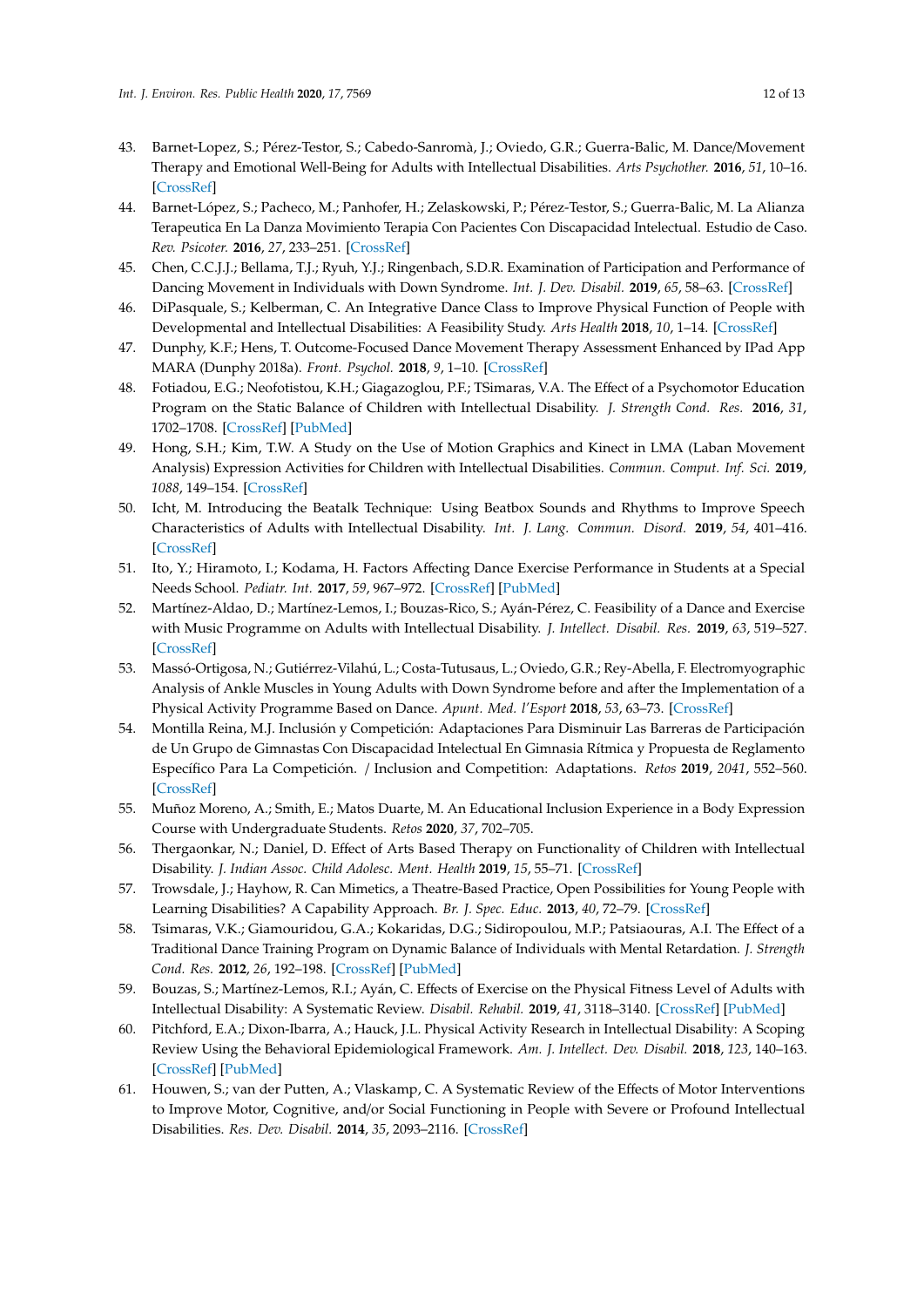43. Barnet-Lopez, S.; Pérez-Testor, S.; Cabedo-Sanromà, J.; Oviedo, G.R.; Guerra-Balic, M. Dance/Movement Therapy and Emotional Well-Being for Adults with Intellectual Disabilities. *Arts Psychother.* **2016**, *51*, 10–16. [CrossRef]
44. Barnet-López, S.; Pacheco, M.; Panhofer, H.; Zelaskowski, P.; Pérez-Testor, S.; Guerra-Balic, M. La Alianza Terapeutica En La Danza Movimiento Terapia Con Pacientes Con Discapacidad Intelectual. Estudio de Caso. *Rev. Psicoter.* **2016**, *27*, 233–251. [CrossRef]
45. Chen, C.C.J.J.; Bellama, T.J.; Ryuh, Y.J.; Ringenbach, S.D.R. Examination of Participation and Performance of Dancing Movement in Individuals with Down Syndrome. *Int. J. Dev. Disabil.* **2019**, *65*, 58–63. [CrossRef]
46. DiPasquale, S.; Kelberman, C. An Integrative Dance Class to Improve Physical Function of People with Developmental and Intellectual Disabilities: A Feasibility Study. *Arts Health* **2018**, *10*, 1–14. [CrossRef]
47. Dunphy, K.F.; Hens, T. Outcome-Focused Dance Movement Therapy Assessment Enhanced by IPad App MARA (Dunphy 2018a). *Front. Psychol.* **2018**, *9*, 1–10. [CrossRef]
48. Fotiadou, E.G.; Neofotistou, K.H.; Giagazoglou, P.F.; TSimaras, V.A. The Effect of a Psychomotor Education Program on the Static Balance of Children with Intellectual Disability. *J. Strength Cond. Res.* **2016**, *31*, 1702–1708. [CrossRef] [PubMed]
49. Hong, S.H.; Kim, T.W. A Study on the Use of Motion Graphics and Kinect in LMA (Laban Movement Analysis) Expression Activities for Children with Intellectual Disabilities. *Commun. Comput. Inf. Sci.* **2019**, *1088*, 149–154. [CrossRef]
50. Icht, M. Introducing the Beatalk Technique: Using Beatbox Sounds and Rhythms to Improve Speech Characteristics of Adults with Intellectual Disability. *Int. J. Lang. Commun. Disord.* **2019**, *54*, 401–416. [CrossRef]
51. Ito, Y.; Hiramoto, I.; Kodama, H. Factors Affecting Dance Exercise Performance in Students at a Special Needs School. *Pediatr. Int.* **2017**, *59*, 967–972. [CrossRef] [PubMed]
52. Martínez-Aldao, D.; Martínez-Lemos, I.; Bouzas-Rico, S.; Ayán-Pérez, C. Feasibility of a Dance and Exercise with Music Programme on Adults with Intellectual Disability. *J. Intellect. Disabil. Res.* **2019**, *63*, 519–527. [CrossRef]
53. Massó-Ortigosa, N.; Gutiérrez-Vilahú, L.; Costa-Tutusaus, L.; Oviedo, G.R.; Rey-Abella, F. Electromyographic Analysis of Ankle Muscles in Young Adults with Down Syndrome before and after the Implementation of a Physical Activity Programme Based on Dance. *Apunt. Med. l'Esport* **2018**, *53*, 63–73. [CrossRef]
54. Montilla Reina, M.J. Inclusión y Competición: Adaptaciones Para Disminuir Las Barreras de Participación de Un Grupo de Gimnastas Con Discapacidad Intelectual En Gimnasia Rítmica y Propuesta de Reglamento Específico Para La Competición. / Inclusion and Competition: Adaptations. *Retos* **2019**, *2041*, 552–560. [CrossRef]
55. Muñoz Moreno, A.; Smith, E.; Matos Duarte, M. An Educational Inclusion Experience in a Body Expression Course with Undergraduate Students. *Retos* **2020**, *37*, 702–705.
56. Thergaonkar, N.; Daniel, D. Effect of Arts Based Therapy on Functionality of Children with Intellectual Disability. *J. Indian Assoc. Child Adolesc. Ment. Health* **2019**, *15*, 55–71. [CrossRef]
57. Trowsdale, J.; Hayhow, R. Can Mimetics, a Theatre-Based Practice, Open Possibilities for Young People with Learning Disabilities? A Capability Approach. *Br. J. Spec. Educ.* **2013**, *40*, 72–79. [CrossRef]
58. Tsimaras, V.K.; Giamouridou, G.A.; Kokaridas, D.G.; Sidiropoulou, M.P.; Patsiaouras, A.I. The Effect of a Traditional Dance Training Program on Dynamic Balance of Individuals with Mental Retardation. *J. Strength Cond. Res.* **2012**, *26*, 192–198. [CrossRef] [PubMed]
59. Bouzas, S.; Martínez-Lemos, R.I.; Ayán, C. Effects of Exercise on the Physical Fitness Level of Adults with Intellectual Disability: A Systematic Review. *Disabil. Rehabil.* **2019**, *41*, 3118–3140. [CrossRef] [PubMed]
60. Pitchford, E.A.; Dixon-Ibarra, A.; Hauck, J.L. Physical Activity Research in Intellectual Disability: A Scoping Review Using the Behavioral Epidemiological Framework. *Am. J. Intellect. Dev. Disabil.* **2018**, *123*, 140–163. [CrossRef] [PubMed]
61. Houwen, S.; van der Putten, A.; Vlaskamp, C. A Systematic Review of the Effects of Motor Interventions to Improve Motor, Cognitive, and/or Social Functioning in People with Severe or Profound Intellectual Disabilities. *Res. Dev. Disabil.* **2014**, *35*, 2093–2116. [CrossRef]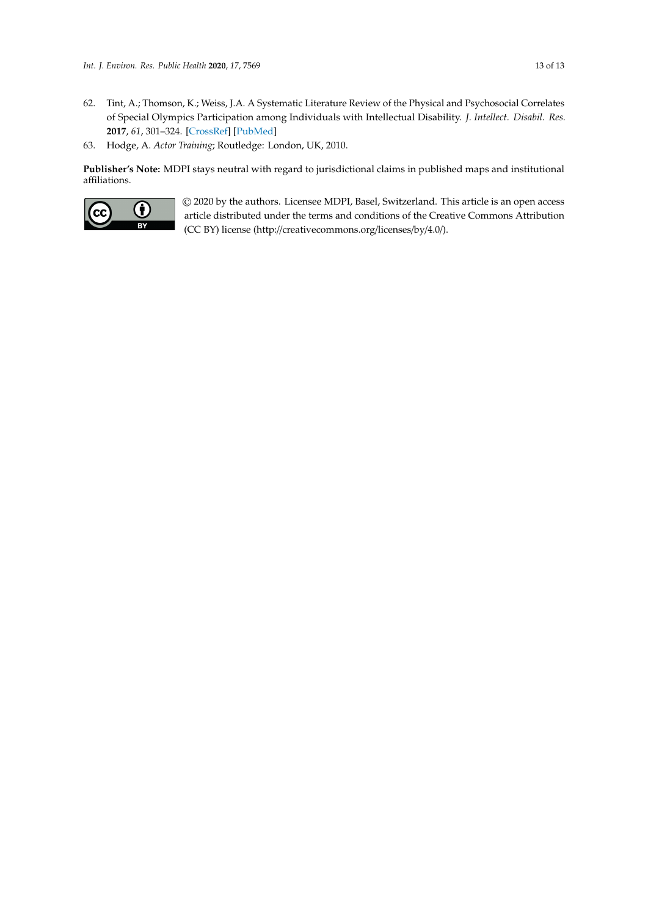62. Tint, A.; Thomson, K.; Weiss, J.A. A Systematic Literature Review of the Physical and Psychosocial Correlates of Special Olympics Participation among Individuals with Intellectual Disability. *J. Intellect. Disabil. Res.* **2017**, *61*, 301–324. [CrossRef] [PubMed]
63. Hodge, A. *Actor Training*; Routledge: London, UK, 2010.

**Publisher's Note:** MDPI stays neutral with regard to jurisdictional claims in published maps and institutional affiliations.

© 2020 by the authors. Licensee MDPI, Basel, Switzerland. This article is an open access article distributed under the terms and conditions of the Creative Commons Attribution (CC BY) license (http://creativecommons.org/licenses/by/4.0/).